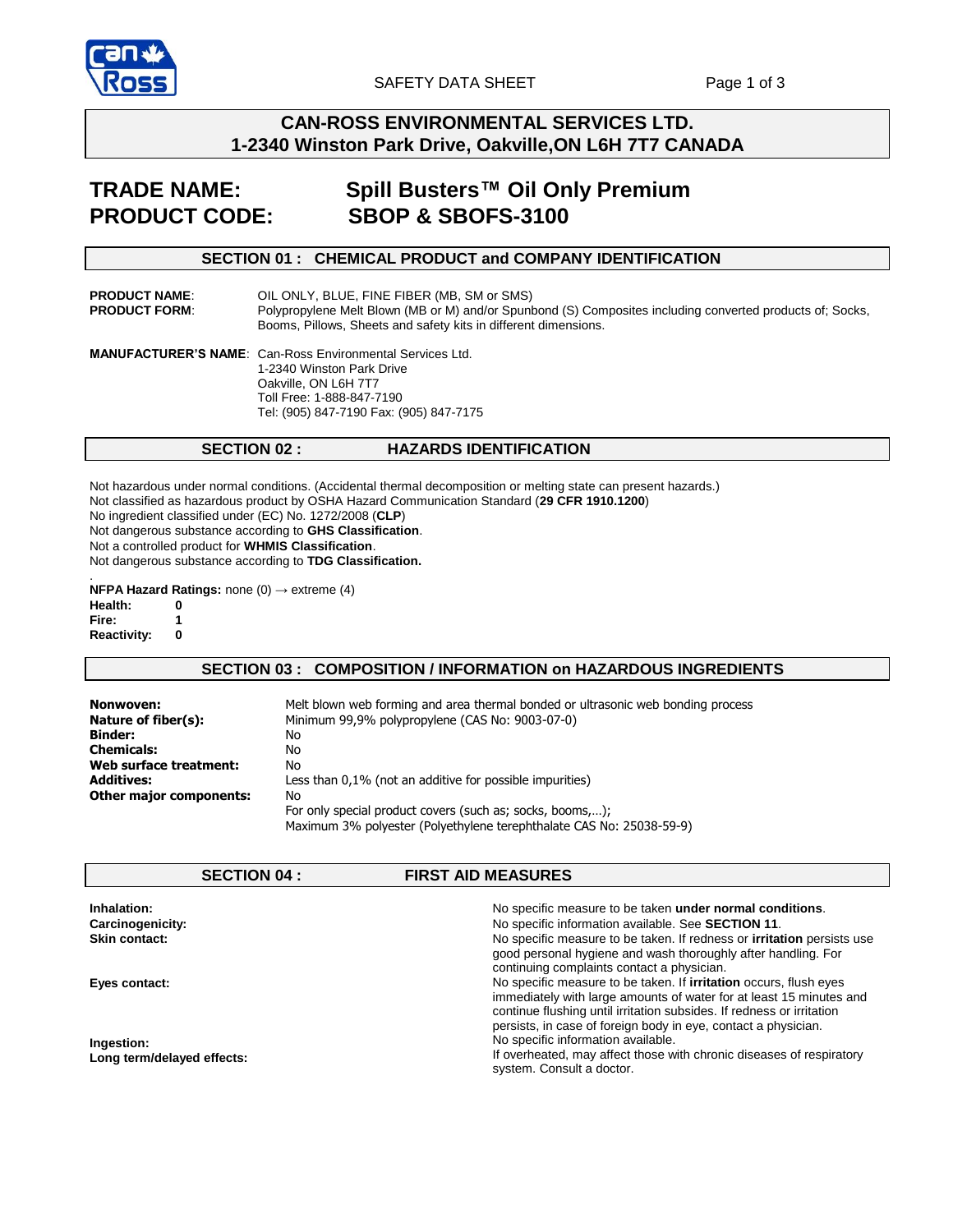SAFETY DATA SHEET

**CAN-ROSS ENVIRONMENTAL SERVICES LTD.**
**1-2340 Winston Park Drive, Oakville,ON L6H 7T7 CANADA**

# TRADE NAME: Spill Busters™ Oil Only Premium
# PRODUCT CODE: SBOP & SBOFS-3100

## SECTION 01 : CHEMICAL PRODUCT and COMPANY IDENTIFICATION

**PRODUCT NAME**: OIL ONLY, BLUE, FINE FIBER (MB, SM or SMS)
**PRODUCT FORM**: Polypropylene Melt Blown (MB or M) and/or Spunbond (S) Composites including converted products of; Socks, Booms, Pillows, Sheets and safety kits in different dimensions.

**MANUFACTURER'S NAME**: Can-Ross Environmental Services Ltd.
1-2340 Winston Park Drive
Oakville, ON L6H 7T7
Toll Free: 1-888-847-7190
Tel: (905) 847-7190 Fax: (905) 847-7175

## SECTION 02 : HAZARDS IDENTIFICATION

Not hazardous under normal conditions. (Accidental thermal decomposition or melting state can present hazards.)
Not classified as hazardous product by OSHA Hazard Communication Standard (**29 CFR 1910.1200**)
No ingredient classified under (EC) No. 1272/2008 (**CLP**)
Not dangerous substance according to **GHS Classification**.
Not a controlled product for **WHMIS Classification**.
Not dangerous substance according to **TDG Classification.**

**NFPA Hazard Ratings:** none (0) → extreme (4)
**Health: 0**
**Fire: 1**
**Reactivity: 0**

## SECTION 03 : COMPOSITION / INFORMATION on HAZARDOUS INGREDIENTS

| | |
|---|---|
| **Nonwoven:** | Melt blown web forming and area thermal bonded or ultrasonic web bonding process |
| **Nature of fiber(s):** | Minimum 99,9% polypropylene (CAS No: 9003-07-0) |
| **Binder:** | No |
| **Chemicals:** | No |
| **Web surface treatment:** | No |
| **Additives:** | Less than 0,1% (not an additive for possible impurities) |
| **Other major components:** | No<br>For only special product covers (such as; socks, booms,…);<br>Maximum 3% polyester (Polyethylene terephthalate CAS No: 25038-59-9) |

## SECTION 04 : FIRST AID MEASURES

| | |
|---|---|
| **Inhalation:** | No specific measure to be taken **under normal conditions**. |
| **Carcinogenicity:** | No specific information available. See **SECTION 11**. |
| **Skin contact:** | No specific measure to be taken. If redness or **irritation** persists use good personal hygiene and wash thoroughly after handling. For continuing complaints contact a physician. |
| **Eyes contact:** | No specific measure to be taken. If **irritation** occurs, flush eyes immediately with large amounts of water for at least 15 minutes and continue flushing until irritation subsides. If redness or irritation persists, in case of foreign body in eye, contact a physician. |
| **Ingestion:** | No specific information available. |
| **Long term/delayed effects:** | If overheated, may affect those with chronic diseases of respiratory system. Consult a doctor. |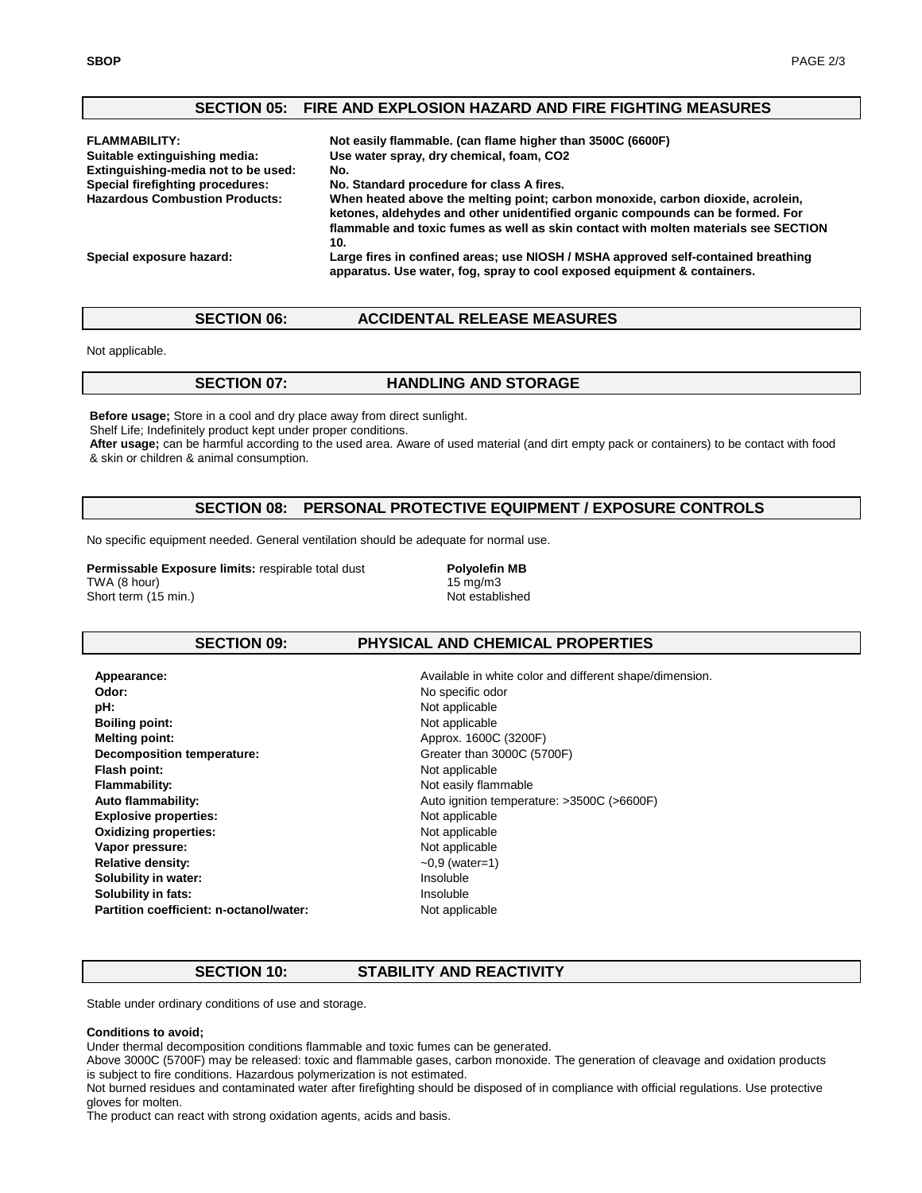## SECTION 05: FIRE AND EXPLOSION HAZARD AND FIRE FIGHTING MEASURES

| | |
|---|---|
| **FLAMMABILITY:** | **Not easily flammable. (can flame higher than 3500C (6600F)** |
| **Suitable extinguishing media:** | **Use water spray, dry chemical, foam, CO2** |
| **Extinguishing-media not to be used:** | **No.** |
| **Special firefighting procedures:** | **No. Standard procedure for class A fires.** |
| **Hazardous Combustion Products:** | **When heated above the melting point; carbon monoxide, carbon dioxide, acrolein, ketones, aldehydes and other unidentified organic compounds can be formed. For flammable and toxic fumes as well as skin contact with molten materials see SECTION 10.** |
| **Special exposure hazard:** | **Large fires in confined areas; use NIOSH / MSHA approved self-contained breathing apparatus. Use water, fog, spray to cool exposed equipment & containers.** |

## SECTION 06: ACCIDENTAL RELEASE MEASURES

Not applicable.

## SECTION 07: HANDLING AND STORAGE

**Before usage;** Store in a cool and dry place away from direct sunlight.
Shelf Life; Indefinitely product kept under proper conditions.
**After usage;** can be harmful according to the used area. Aware of used material (and dirt empty pack or containers) to be contact with food & skin or children & animal consumption.

## SECTION 08: PERSONAL PROTECTIVE EQUIPMENT / EXPOSURE CONTROLS

No specific equipment needed. General ventilation should be adequate for normal use.

| **Permissable Exposure limits:** respirable total dust | **Polyolefin MB** |
|---|---|
| TWA (8 hour) | 15 mg/m3 |
| Short term (15 min.) | Not established |

## SECTION 09: PHYSICAL AND CHEMICAL PROPERTIES

| | |
|---|---|
| **Appearance:** | Available in white color and different shape/dimension. |
| **Odor:** | No specific odor |
| **pH:** | Not applicable |
| **Boiling point:** | Not applicable |
| **Melting point:** | Approx. 1600C (3200F) |
| **Decomposition temperature:** | Greater than 3000C (5700F) |
| **Flash point:** | Not applicable |
| **Flammability:** | Not easily flammable |
| **Auto flammability:** | Auto ignition temperature: >3500C (>6600F) |
| **Explosive properties:** | Not applicable |
| **Oxidizing properties:** | Not applicable |
| **Vapor pressure:** | Not applicable |
| **Relative density:** | ~0,9 (water=1) |
| **Solubility in water:** | Insoluble |
| **Solubility in fats:** | Insoluble |
| **Partition coefficient: n-octanol/water:** | Not applicable |

## SECTION 10: STABILITY AND REACTIVITY

Stable under ordinary conditions of use and storage.

**Conditions to avoid;**

Under thermal decomposition conditions flammable and toxic fumes can be generated.
Above 3000C (5700F) may be released: toxic and flammable gases, carbon monoxide. The generation of cleavage and oxidation products is subject to fire conditions. Hazardous polymerization is not estimated.
Not burned residues and contaminated water after firefighting should be disposed of in compliance with official regulations. Use protective gloves for molten.
The product can react with strong oxidation agents, acids and basis.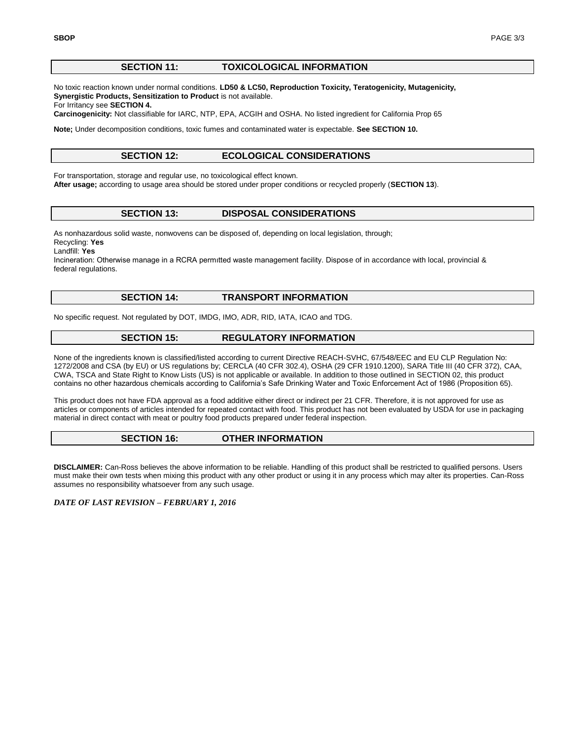## SECTION 11: TOXICOLOGICAL INFORMATION

No toxic reaction known under normal conditions. **LD50 & LC50, Reproduction Toxicity, Teratogenicity, Mutagenicity, Synergistic Products, Sensitization to Product** is not available.
For Irritancy see **SECTION 4.**
**Carcinogenicity:** Not classifiable for IARC, NTP, EPA, ACGIH and OSHA. No listed ingredient for California Prop 65

**Note;** Under decomposition conditions, toxic fumes and contaminated water is expectable. **See SECTION 10.**

## SECTION 12: ECOLOGICAL CONSIDERATIONS

For transportation, storage and regular use, no toxicological effect known.
**After usage;** according to usage area should be stored under proper conditions or recycled properly (**SECTION 13**).

## SECTION 13: DISPOSAL CONSIDERATIONS

As nonhazardous solid waste, nonwovens can be disposed of, depending on local legislation, through;
Recycling: **Yes**
Landfill: **Yes**
Incineration: Otherwise manage in a RCRA permıtted waste management facility. Dispose of in accordance with local, provincial & federal regulations.

## SECTION 14: TRANSPORT INFORMATION

No specific request. Not regulated by DOT, IMDG, IMO, ADR, RID, IATA, ICAO and TDG.

## SECTION 15: REGULATORY INFORMATION

None of the ingredients known is classified/listed according to current Directive REACH-SVHC, 67/548/EEC and EU CLP Regulation No: 1272/2008 and CSA (by EU) or US regulations by; CERCLA (40 CFR 302.4), OSHA (29 CFR 1910.1200), SARA Title III (40 CFR 372), CAA, CWA, TSCA and State Right to Know Lists (US) is not applicable or available. In addition to those outlined in SECTION 02, this product contains no other hazardous chemicals according to California's Safe Drinking Water and Toxic Enforcement Act of 1986 (Proposition 65).

This product does not have FDA approval as a food additive either direct or indirect per 21 CFR. Therefore, it is not approved for use as articles or components of articles intended for repeated contact with food. This product has not been evaluated by USDA for use in packaging material in direct contact with meat or poultry food products prepared under federal inspection.

## SECTION 16: OTHER INFORMATION

**DISCLAIMER:** Can-Ross believes the above information to be reliable. Handling of this product shall be restricted to qualified persons. Users must make their own tests when mixing this product with any other product or using it in any process which may alter its properties. Can-Ross assumes no responsibility whatsoever from any such usage.

***DATE OF LAST REVISION – FEBRUARY 1, 2016***